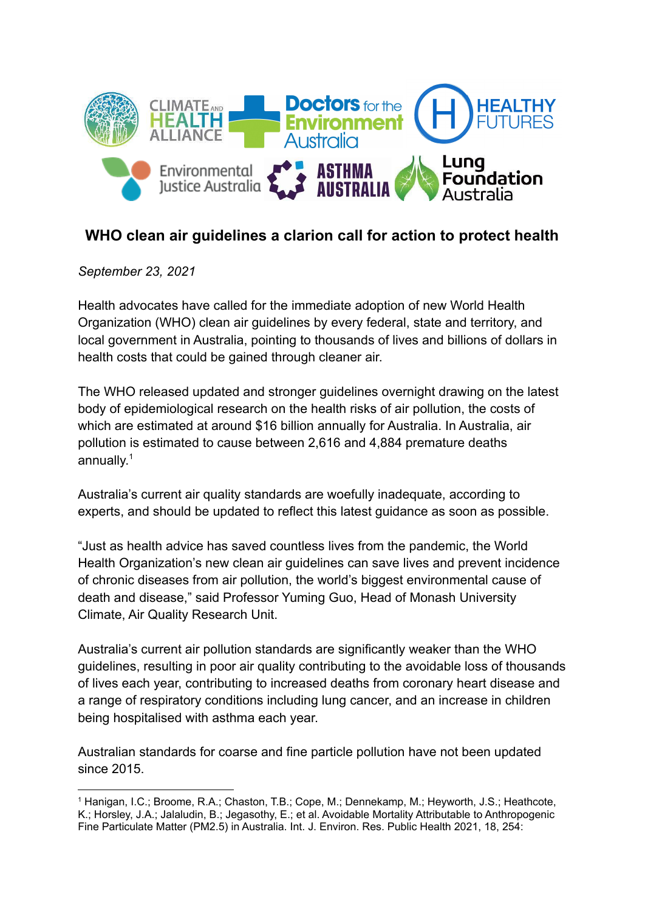# WHO clean air guidelines a clarion call for action to protect health

*September 23, 2021*

Health advocates have called for the immediate adoption of new World Health Organization (WHO) clean air guidelines by every federal, state and territory, and local government in Australia, pointing to thousands of lives and billions of dollars in health costs that could be gained through cleaner air.

The WHO released updated and stronger guidelines overnight drawing on the latest body of epidemiological research on the health risks of air pollution, the costs of which are estimated at around $16 billion annually for Australia. In Australia, air pollution is estimated to cause between 2,616 and 4,884 premature deaths annually.[1]

Australia's current air quality standards are woefully inadequate, according to experts, and should be updated to reflect this latest guidance as soon as possible.

"Just as health advice has saved countless lives from the pandemic, the World Health Organization's new clean air guidelines can save lives and prevent incidence of chronic diseases from air pollution, the world's biggest environmental cause of death and disease," said Professor Yuming Guo, Head of Monash University Climate, Air Quality Research Unit.

Australia's current air pollution standards are significantly weaker than the WHO guidelines, resulting in poor air quality contributing to the avoidable loss of thousands of lives each year, contributing to increased deaths from coronary heart disease and a range of respiratory conditions including lung cancer, and an increase in children being hospitalised with asthma each year.

Australian standards for coarse and fine particle pollution have not been updated since 2015.

---

[1] Hanigan, I.C.; Broome, R.A.; Chaston, T.B.; Cope, M.; Dennekamp, M.; Heyworth, J.S.; Heathcote, K.; Horsley, J.A.; Jalaludin, B.; Jegasothy, E.; et al. Avoidable Mortality Attributable to Anthropogenic Fine Particulate Matter (PM2.5) in Australia. Int. J. Environ. Res. Public Health 2021, 18, 254: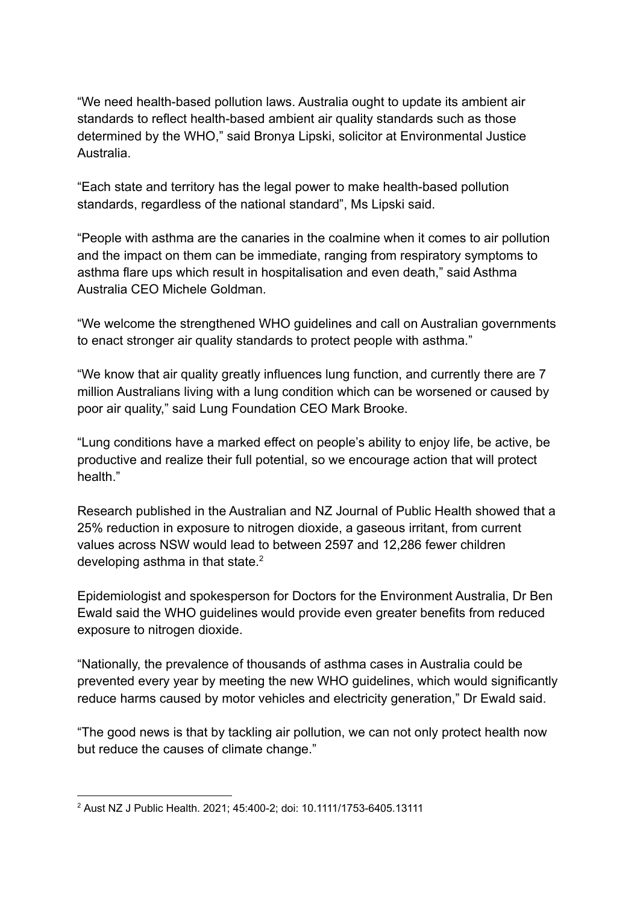"We need health-based pollution laws. Australia ought to update its ambient air standards to reflect health-based ambient air quality standards such as those determined by the WHO," said Bronya Lipski, solicitor at Environmental Justice Australia.

"Each state and territory has the legal power to make health-based pollution standards, regardless of the national standard", Ms Lipski said.

"People with asthma are the canaries in the coalmine when it comes to air pollution and the impact on them can be immediate, ranging from respiratory symptoms to asthma flare ups which result in hospitalisation and even death," said Asthma Australia CEO Michele Goldman.

"We welcome the strengthened WHO guidelines and call on Australian governments to enact stronger air quality standards to protect people with asthma."

"We know that air quality greatly influences lung function, and currently there are 7 million Australians living with a lung condition which can be worsened or caused by poor air quality," said Lung Foundation CEO Mark Brooke.

"Lung conditions have a marked effect on people's ability to enjoy life, be active, be productive and realize their full potential, so we encourage action that will protect health."

Research published in the Australian and NZ Journal of Public Health showed that a 25% reduction in exposure to nitrogen dioxide, a gaseous irritant, from current values across NSW would lead to between 2597 and 12,286 fewer children developing asthma in that state.[2]

Epidemiologist and spokesperson for Doctors for the Environment Australia, Dr Ben Ewald said the WHO guidelines would provide even greater benefits from reduced exposure to nitrogen dioxide.

"Nationally, the prevalence of thousands of asthma cases in Australia could be prevented every year by meeting the new WHO guidelines, which would significantly reduce harms caused by motor vehicles and electricity generation," Dr Ewald said.

"The good news is that by tackling air pollution, we can not only protect health now but reduce the causes of climate change."

---

[2] Aust NZ J Public Health. 2021; 45:400-2; doi: 10.1111/1753-6405.13111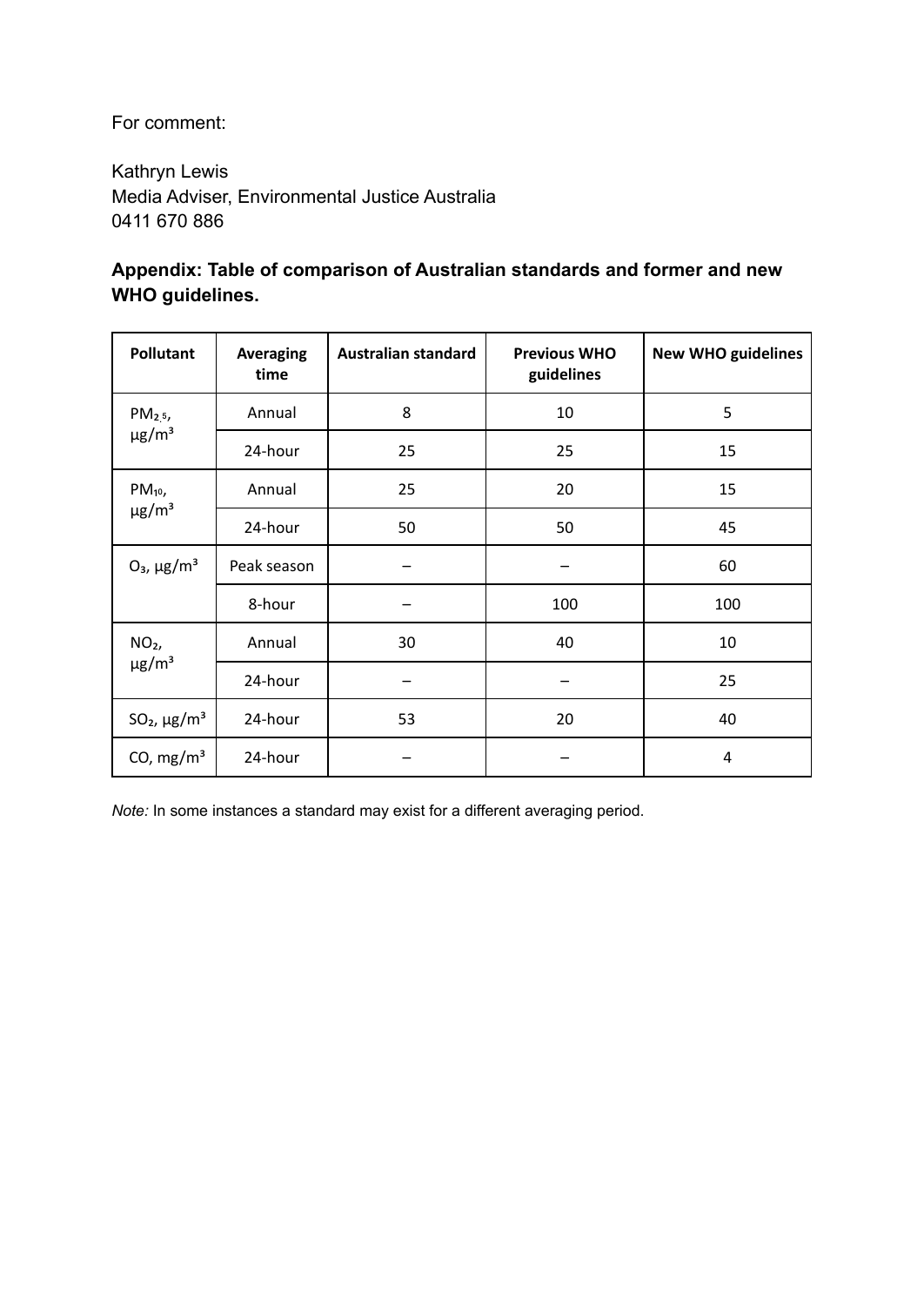For comment:

Kathryn Lewis
Media Adviser, Environmental Justice Australia
0411 670 886

## Appendix: Table of comparison of Australian standards and former and new WHO guidelines.

| Pollutant | Averaging time | Australian standard | Previous WHO guidelines | New WHO guidelines |
|---|---|---|---|---|
| $PM_{2.5}$, $\mu g/m^3$ | Annual | 8 | 10 | 5 |
| | 24-hour | 25 | 25 | 15 |
| $PM_{10}$, $\mu g/m^3$ | Annual | 25 | 20 | 15 |
| | 24-hour | 50 | 50 | 45 |
| $O_3$, $\mu g/m^3$ | Peak season | – | – | 60 |
| | 8-hour | – | 100 | 100 |
| $NO_2$, $\mu g/m^3$ | Annual | 30 | 40 | 10 |
| | 24-hour | – | – | 25 |
| $SO_2$, $\mu g/m^3$ | 24-hour | 53 | 20 | 40 |
| CO, $mg/m^3$ | 24-hour | – | – | 4 |

*Note:* In some instances a standard may exist for a different averaging period.